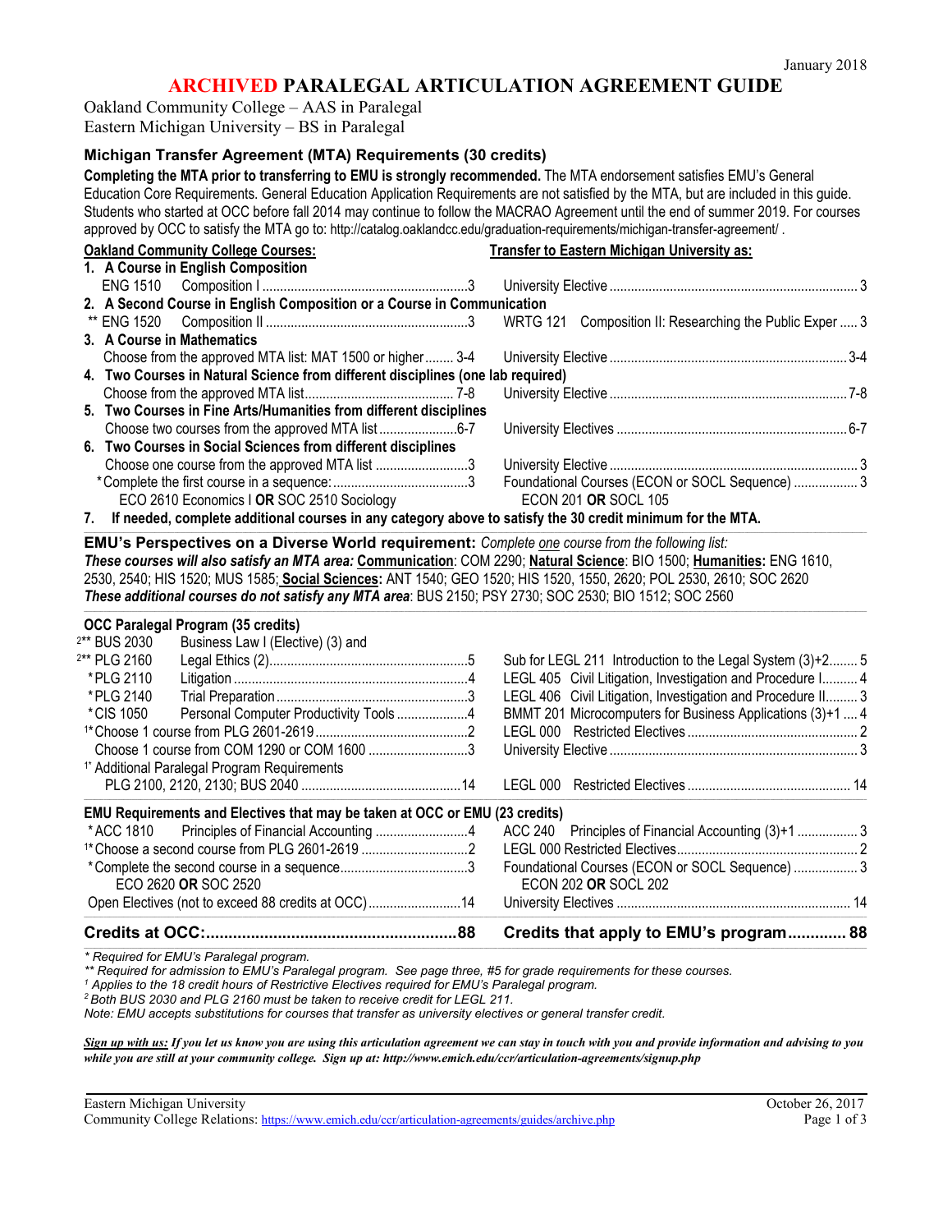January 2018

# ARCHIVED PARALEGAL ARTICULATION AGREEMENT GUIDE

Oakland Community College – AAS in Paralegal
Eastern Michigan University – BS in Paralegal

### Michigan Transfer Agreement (MTA) Requirements (30 credits)

**Completing the MTA prior to transferring to EMU is strongly recommended.** The MTA endorsement satisfies EMU's General Education Core Requirements. General Education Application Requirements are not satisfied by the MTA, but are included in this guide. Students who started at OCC before fall 2014 may continue to follow the MACRAO Agreement until the end of summer 2019. For courses approved by OCC to satisfy the MTA go to: http://catalog.oaklandcc.edu/graduation-requirements/michigan-transfer-agreement/ .

| Oakland Community College Courses: | | Transfer to Eastern Michigan University as: | |
|---|---|---|---|
| **1. A Course in English Composition** | | | |
| ENG 1510 Composition I | 3 | University Elective | 3 |
| **2. A Second Course in English Composition or a Course in Communication** | | | |
| ** ENG 1520 Composition II | 3 | WRTG 121 Composition II: Researching the Public Exper | 3 |
| **3. A Course in Mathematics** | | | |
| Choose from the approved MTA list: MAT 1500 or higher | 3-4 | University Elective | 3-4 |
| **4. Two Courses in Natural Science from different disciplines (one lab required)** | | | |
| Choose from the approved MTA list | 7-8 | University Elective | 7-8 |
| **5. Two Courses in Fine Arts/Humanities from different disciplines** | | | |
| Choose two courses from the approved MTA list | 6-7 | University Electives | 6-7 |
| **6. Two Courses in Social Sciences from different disciplines** | | | |
| Choose one course from the approved MTA list | 3 | University Elective | 3 |
| *Complete the first course in a sequence: ECO 2610 Economics I **OR** SOC 2510 Sociology | 3 | Foundational Courses (ECON or SOCL Sequence) ECON 201 **OR** SOCL 105 | 3 |
| **7. If needed, complete additional courses in any category above to satisfy the 30 credit minimum for the MTA.** | | | |

**EMU's Perspectives on a Diverse World requirement:** *Complete one course from the following list:*
***These courses will also satisfy an MTA area:*** **Communication**: COM 2290; **Natural Science**: BIO 1500; **Humanities:** ENG 1610, 2530, 2540; HIS 1520; MUS 1585; **Social Sciences:** ANT 1540; GEO 1520; HIS 1520, 1550, 2620; POL 2530, 2610; SOC 2620
***These additional courses do not satisfy any MTA area***: BUS 2150; PSY 2730; SOC 2530; BIO 1512; SOC 2560

### OCC Paralegal Program (35 credits)

| OCC Course | | Credits | EMU Equivalent | Credits |
|---|---|---|---|---|
| [2]** BUS 2030 | Business Law I (Elective) (3) and | | | |
| [2]** PLG 2160 | Legal Ethics (2) | 5 | Sub for LEGL 211 Introduction to the Legal System (3)+2 | 5 |
| *PLG 2110 | Litigation | 4 | LEGL 405 Civil Litigation, Investigation and Procedure I | 4 |
| *PLG 2140 | Trial Preparation | 3 | LEGL 406 Civil Litigation, Investigation and Procedure II | 3 |
| *CIS 1050 | Personal Computer Productivity Tools | 4 | BMMT 201 Microcomputers for Business Applications (3)+1 | 4 |
| [1]*Choose 1 course from PLG 2601-2619 | | 2 | LEGL 000 Restricted Electives | 2 |
| Choose 1 course from COM 1290 or COM 1600 | | 3 | University Elective | 3 |
| [1]* Additional Paralegal Program Requirements PLG 2100, 2120, 2130; BUS 2040 | | 14 | LEGL 000 Restricted Electives | 14 |

### EMU Requirements and Electives that may be taken at OCC or EMU (23 credits)

| OCC Course | | Credits | EMU Equivalent | Credits |
|---|---|---|---|---|
| *ACC 1810 | Principles of Financial Accounting | 4 | ACC 240 Principles of Financial Accounting (3)+1 | 3 |
| [1]*Choose a second course from PLG 2601-2619 | | 2 | LEGL 000 Restricted Electives | 2 |
| *Complete the second course in a sequence ECO 2620 **OR** SOC 2520 | | 3 | Foundational Courses (ECON or SOCL Sequence) ECON 202 **OR** SOCL 202 | 3 |
| Open Electives (not to exceed 88 credits at OCC) | | 14 | University Electives | 14 |
| **Credits at OCC:** | | **88** | **Credits that apply to EMU's program** | **88** |

*\* Required for EMU's Paralegal program.*
*\*\* Required for admission to EMU's Paralegal program. See page three, #5 for grade requirements for these courses.*
*[1] Applies to the 18 credit hours of Restrictive Electives required for EMU's Paralegal program.*
*[2] Both BUS 2030 and PLG 2160 must be taken to receive credit for LEGL 211.*
*Note: EMU accepts substitutions for courses that transfer as university electives or general transfer credit.*

***Sign up with us:*** ***If you let us know you are using this articulation agreement we can stay in touch with you and provide information and advising to you while you are still at your community college. Sign up at: http://www.emich.edu/ccr/articulation-agreements/signup.php***

Eastern Michigan University
Community College Relations: https://www.emich.edu/ccr/articulation-agreements/guides/archive.php

October 26, 2017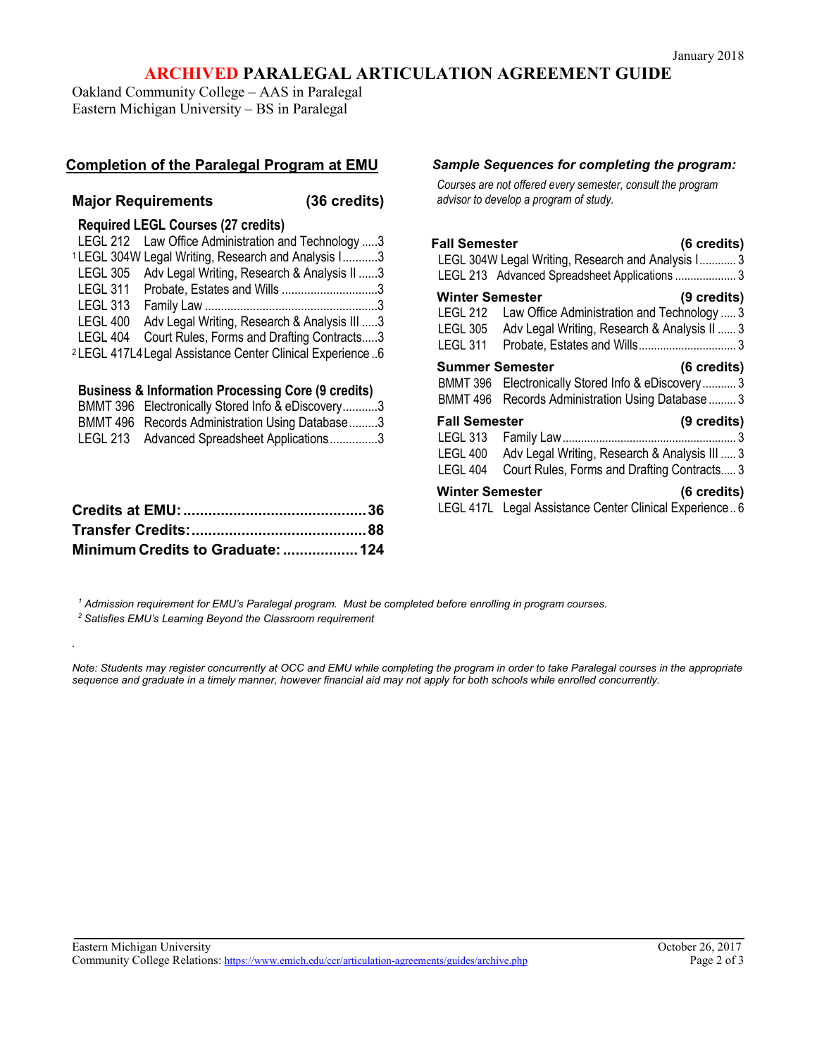January 2018

# ARCHIVED PARALEGAL ARTICULATION AGREEMENT GUIDE

Oakland Community College – AAS in Paralegal
Eastern Michigan University – BS in Paralegal

## Completion of the Paralegal Program at EMU

### Major Requirements (36 credits)

**Required LEGL Courses (27 credits)**

| Course | Title | Credits |
|---|---|---|
| LEGL 212 | Law Office Administration and Technology | 3 |
| [1] LEGL 304W | Legal Writing, Research and Analysis I | 3 |
| LEGL 305 | Adv Legal Writing, Research & Analysis II | 3 |
| LEGL 311 | Probate, Estates and Wills | 3 |
| LEGL 313 | Family Law | 3 |
| LEGL 400 | Adv Legal Writing, Research & Analysis III | 3 |
| LEGL 404 | Court Rules, Forms and Drafting Contracts | 3 |
| [2] LEGL 417L4 | Legal Assistance Center Clinical Experience | 6 |

**Business & Information Processing Core (9 credits)**

| Course | Title | Credits |
|---|---|---|
| BMMT 396 | Electronically Stored Info & eDiscovery | 3 |
| BMMT 496 | Records Administration Using Database | 3 |
| LEGL 213 | Advanced Spreadsheet Applications | 3 |

**Credits at EMU: 36**
**Transfer Credits: 88**
**Minimum Credits to Graduate: 124**

## *Sample Sequences for completing the program:*

*Courses are not offered every semester, consult the program advisor to develop a program of study.*

**Fall Semester (6 credits)**
- LEGL 304W Legal Writing, Research and Analysis I ... 3
- LEGL 213 Advanced Spreadsheet Applications ... 3

**Winter Semester (9 credits)**
- LEGL 212 Law Office Administration and Technology ... 3
- LEGL 305 Adv Legal Writing, Research & Analysis II ... 3
- LEGL 311 Probate, Estates and Wills ... 3

**Summer Semester (6 credits)**
- BMMT 396 Electronically Stored Info & eDiscovery ... 3
- BMMT 496 Records Administration Using Database ... 3

**Fall Semester (9 credits)**
- LEGL 313 Family Law ... 3
- LEGL 400 Adv Legal Writing, Research & Analysis III ... 3
- LEGL 404 Court Rules, Forms and Drafting Contracts ... 3

**Winter Semester (6 credits)**
- LEGL 417L Legal Assistance Center Clinical Experience ... 6

*[1] Admission requirement for EMU's Paralegal program. Must be completed before enrolling in program courses.*
*[2] Satisfies EMU's Learning Beyond the Classroom requirement*

*Note: Students may register concurrently at OCC and EMU while completing the program in order to take Paralegal courses in the appropriate sequence and graduate in a timely manner, however financial aid may not apply for both schools while enrolled concurrently.*

Eastern Michigan University
Community College Relations: https://www.emich.edu/ccr/articulation-agreements/guides/archive.php
October 26, 2017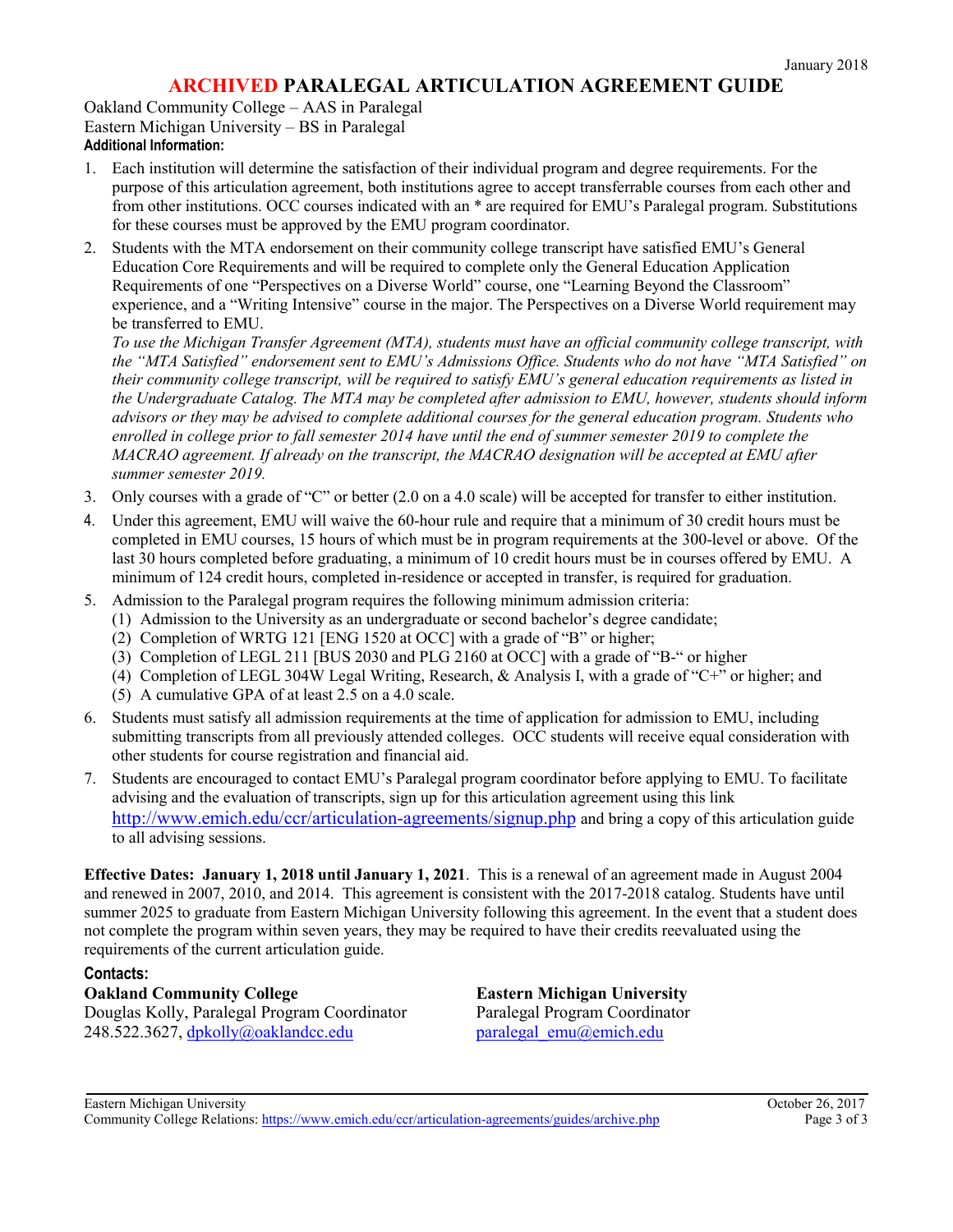January 2018

# ARCHIVED PARALEGAL ARTICULATION AGREEMENT GUIDE

Oakland Community College – AAS in Paralegal
Eastern Michigan University – BS in Paralegal

**Additional Information:**

1. Each institution will determine the satisfaction of their individual program and degree requirements. For the purpose of this articulation agreement, both institutions agree to accept transferrable courses from each other and from other institutions. OCC courses indicated with an * are required for EMU's Paralegal program. Substitutions for these courses must be approved by the EMU program coordinator.
2. Students with the MTA endorsement on their community college transcript have satisfied EMU's General Education Core Requirements and will be required to complete only the General Education Application Requirements of one "Perspectives on a Diverse World" course, one "Learning Beyond the Classroom" experience, and a "Writing Intensive" course in the major. The Perspectives on a Diverse World requirement may be transferred to EMU.
   *To use the Michigan Transfer Agreement (MTA), students must have an official community college transcript, with the "MTA Satisfied" endorsement sent to EMU's Admissions Office. Students who do not have "MTA Satisfied" on their community college transcript, will be required to satisfy EMU's general education requirements as listed in the Undergraduate Catalog. The MTA may be completed after admission to EMU, however, students should inform advisors or they may be advised to complete additional courses for the general education program. Students who enrolled in college prior to fall semester 2014 have until the end of summer semester 2019 to complete the MACRAO agreement. If already on the transcript, the MACRAO designation will be accepted at EMU after summer semester 2019.*
3. Only courses with a grade of "C" or better (2.0 on a 4.0 scale) will be accepted for transfer to either institution.
4. Under this agreement, EMU will waive the 60-hour rule and require that a minimum of 30 credit hours must be completed in EMU courses, 15 hours of which must be in program requirements at the 300-level or above. Of the last 30 hours completed before graduating, a minimum of 10 credit hours must be in courses offered by EMU. A minimum of 124 credit hours, completed in-residence or accepted in transfer, is required for graduation.
5. Admission to the Paralegal program requires the following minimum admission criteria:
   (1) Admission to the University as an undergraduate or second bachelor's degree candidate;
   (2) Completion of WRTG 121 [ENG 1520 at OCC] with a grade of "B" or higher;
   (3) Completion of LEGL 211 [BUS 2030 and PLG 2160 at OCC] with a grade of "B-" or higher
   (4) Completion of LEGL 304W Legal Writing, Research, & Analysis I, with a grade of "C+" or higher; and
   (5) A cumulative GPA of at least 2.5 on a 4.0 scale.
6. Students must satisfy all admission requirements at the time of application for admission to EMU, including submitting transcripts from all previously attended colleges. OCC students will receive equal consideration with other students for course registration and financial aid.
7. Students are encouraged to contact EMU's Paralegal program coordinator before applying to EMU. To facilitate advising and the evaluation of transcripts, sign up for this articulation agreement using this link http://www.emich.edu/ccr/articulation-agreements/signup.php and bring a copy of this articulation guide to all advising sessions.

**Effective Dates: January 1, 2018 until January 1, 2021**. This is a renewal of an agreement made in August 2004 and renewed in 2007, 2010, and 2014. This agreement is consistent with the 2017-2018 catalog. Students have until summer 2025 to graduate from Eastern Michigan University following this agreement. In the event that a student does not complete the program within seven years, they may be required to have their credits reevaluated using the requirements of the current articulation guide.

**Contacts:**

**Oakland Community College**
Douglas Kolly, Paralegal Program Coordinator
248.522.3627, dpkolly@oaklandcc.edu

**Eastern Michigan University**
Paralegal Program Coordinator
paralegal_emu@emich.edu

Eastern Michigan University
Community College Relations: https://www.emich.edu/ccr/articulation-agreements/guides/archive.php

October 26, 2017